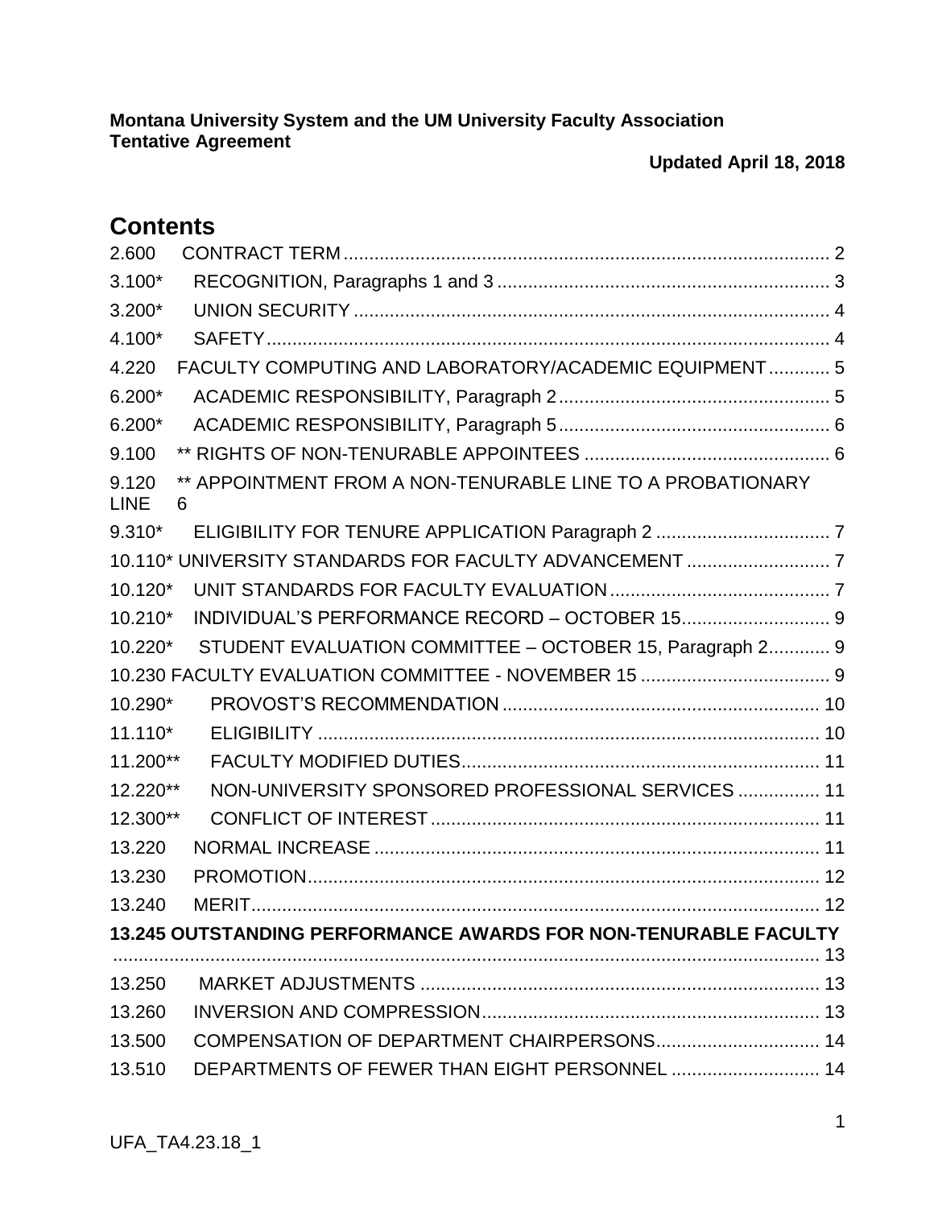**Montana University System and the UM University Faculty Association**
**Tentative Agreement**

**Updated April 18, 2018**

# Contents

2.600 CONTRACT TERM ........ 2
3.100* RECOGNITION, Paragraphs 1 and 3 ........ 3
3.200* UNION SECURITY ........ 4
4.100* SAFETY ........ 4
4.220 FACULTY COMPUTING AND LABORATORY/ACADEMIC EQUIPMENT ........ 5
6.200* ACADEMIC RESPONSIBILITY, Paragraph 2 ........ 5
6.200* ACADEMIC RESPONSIBILITY, Paragraph 5 ........ 6
9.100 ** RIGHTS OF NON-TENURABLE APPOINTEES ........ 6
9.120 ** APPOINTMENT FROM A NON-TENURABLE LINE TO A PROBATIONARY LINE 6
9.310* ELIGIBILITY FOR TENURE APPLICATION Paragraph 2 ........ 7
10.110* UNIVERSITY STANDARDS FOR FACULTY ADVANCEMENT ........ 7
10.120* UNIT STANDARDS FOR FACULTY EVALUATION ........ 7
10.210* INDIVIDUAL'S PERFORMANCE RECORD – OCTOBER 15 ........ 9
10.220* STUDENT EVALUATION COMMITTEE – OCTOBER 15, Paragraph 2 ........ 9
10.230 FACULTY EVALUATION COMMITTEE - NOVEMBER 15 ........ 9
10.290* PROVOST'S RECOMMENDATION ........ 10
11.110* ELIGIBILITY ........ 10
11.200** FACULTY MODIFIED DUTIES ........ 11
12.220** NON-UNIVERSITY SPONSORED PROFESSIONAL SERVICES ........ 11
12.300** CONFLICT OF INTEREST ........ 11
13.220 NORMAL INCREASE ........ 11
13.230 PROMOTION ........ 12
13.240 MERIT ........ 12
**13.245 OUTSTANDING PERFORMANCE AWARDS FOR NON-TENURABLE FACULTY** ........ 13
13.250 MARKET ADJUSTMENTS ........ 13
13.260 INVERSION AND COMPRESSION ........ 13
13.500 COMPENSATION OF DEPARTMENT CHAIRPERSONS ........ 14
13.510 DEPARTMENTS OF FEWER THAN EIGHT PERSONNEL ........ 14

UFA_TA4.23.18_1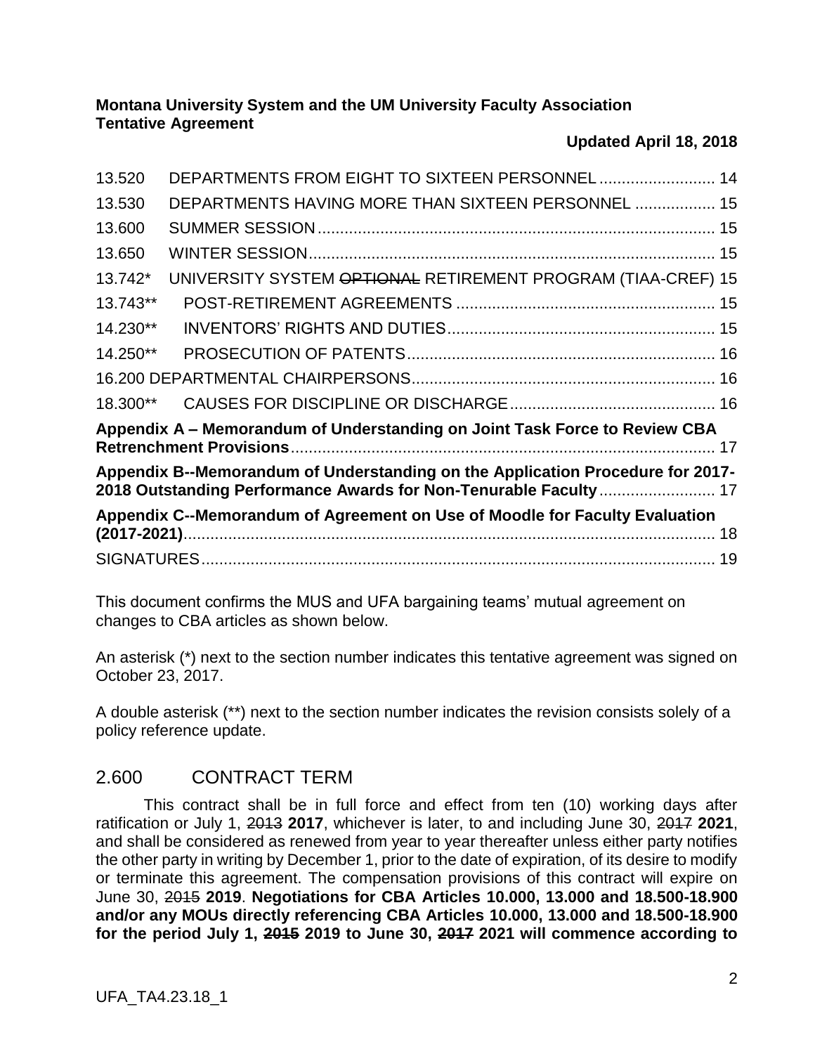**Montana University System and the UM University Faculty Association**
**Tentative Agreement**

**Updated April 18, 2018**

| | | |
|---|---|---|
| 13.520 | DEPARTMENTS FROM EIGHT TO SIXTEEN PERSONNEL | 14 |
| 13.530 | DEPARTMENTS HAVING MORE THAN SIXTEEN PERSONNEL | 15 |
| 13.600 | SUMMER SESSION | 15 |
| 13.650 | WINTER SESSION | 15 |
| 13.742* | UNIVERSITY SYSTEM ~~OPTIONAL~~ RETIREMENT PROGRAM (TIAA-CREF) | 15 |
| 13.743** | POST-RETIREMENT AGREEMENTS | 15 |
| 14.230** | INVENTORS' RIGHTS AND DUTIES | 15 |
| 14.250** | PROSECUTION OF PATENTS | 16 |
| 16.200 DEPARTMENTAL CHAIRPERSONS | | 16 |
| 18.300** | CAUSES FOR DISCIPLINE OR DISCHARGE | 16 |
| **Appendix A – Memorandum of Understanding on Joint Task Force to Review CBA Retrenchment Provisions** | | 17 |
| **Appendix B--Memorandum of Understanding on the Application Procedure for 2017-2018 Outstanding Performance Awards for Non-Tenurable Faculty** | | 17 |
| **Appendix C--Memorandum of Agreement on Use of Moodle for Faculty Evaluation (2017-2021)** | | 18 |
| SIGNATURES | | 19 |

This document confirms the MUS and UFA bargaining teams' mutual agreement on changes to CBA articles as shown below.

An asterisk (*) next to the section number indicates this tentative agreement was signed on October 23, 2017.

A double asterisk (**) next to the section number indicates the revision consists solely of a policy reference update.

## 2.600 CONTRACT TERM

This contract shall be in full force and effect from ten (10) working days after ratification or July 1, ~~2013~~ **2017**, whichever is later, to and including June 30, ~~2017~~ **2021**, and shall be considered as renewed from year to year thereafter unless either party notifies the other party in writing by December 1, prior to the date of expiration, of its desire to modify or terminate this agreement. The compensation provisions of this contract will expire on June 30, ~~2015~~ **2019**. **Negotiations for CBA Articles 10.000, 13.000 and 18.500-18.900 and/or any MOUs directly referencing CBA Articles 10.000, 13.000 and 18.500-18.900 for the period July 1, ~~2015~~ 2019 to June 30, ~~2017~~ 2021 will commence according to**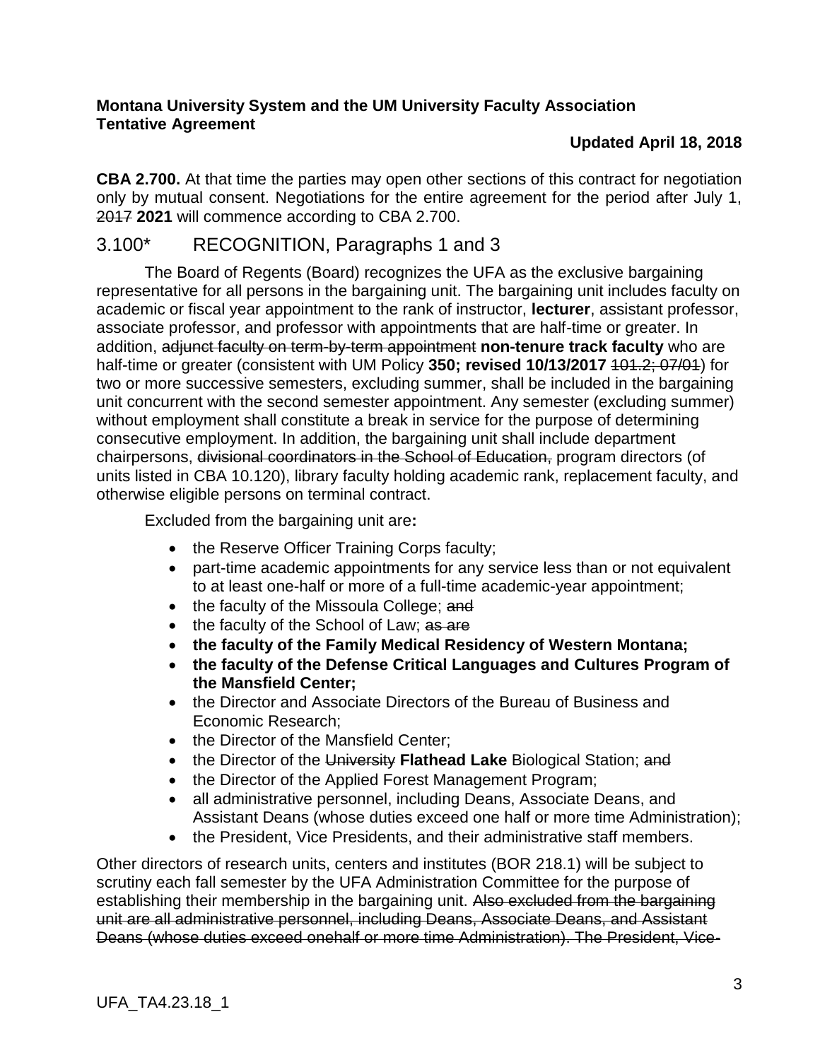**Montana University System and the UM University Faculty Association**
**Tentative Agreement**

**Updated April 18, 2018**

**CBA 2.700.** At that time the parties may open other sections of this contract for negotiation only by mutual consent. Negotiations for the entire agreement for the period after July 1, ~~2017~~ **2021** will commence according to CBA 2.700.

## 3.100* RECOGNITION, Paragraphs 1 and 3

The Board of Regents (Board) recognizes the UFA as the exclusive bargaining representative for all persons in the bargaining unit. The bargaining unit includes faculty on academic or fiscal year appointment to the rank of instructor, **lecturer**, assistant professor, associate professor, and professor with appointments that are half-time or greater. In addition, ~~adjunct faculty on term-by-term appointment~~ **non-tenure track faculty** who are half-time or greater (consistent with UM Policy **350; revised 10/13/2017** ~~101.2; 07/01~~) for two or more successive semesters, excluding summer, shall be included in the bargaining unit concurrent with the second semester appointment. Any semester (excluding summer) without employment shall constitute a break in service for the purpose of determining consecutive employment. In addition, the bargaining unit shall include department chairpersons, ~~divisional coordinators in the School of Education,~~ program directors (of units listed in CBA 10.120), library faculty holding academic rank, replacement faculty, and otherwise eligible persons on terminal contract.

Excluded from the bargaining unit are**:**

- the Reserve Officer Training Corps faculty;
- part-time academic appointments for any service less than or not equivalent to at least one-half or more of a full-time academic-year appointment;
- the faculty of the Missoula College; ~~and~~
- the faculty of the School of Law; ~~as are~~
- **the faculty of the Family Medical Residency of Western Montana;**
- **the faculty of the Defense Critical Languages and Cultures Program of the Mansfield Center;**
- the Director and Associate Directors of the Bureau of Business and Economic Research;
- the Director of the Mansfield Center;
- the Director of the ~~University~~ **Flathead Lake** Biological Station; ~~and~~
- the Director of the Applied Forest Management Program;
- all administrative personnel, including Deans, Associate Deans, and Assistant Deans (whose duties exceed one half or more time Administration);
- the President, Vice Presidents, and their administrative staff members.

Other directors of research units, centers and institutes (BOR 218.1) will be subject to scrutiny each fall semester by the UFA Administration Committee for the purpose of establishing their membership in the bargaining unit. ~~Also excluded from the bargaining unit are all administrative personnel, including Deans, Associate Deans, and Assistant Deans (whose duties exceed onehalf or more time Administration). The President, Vice-~~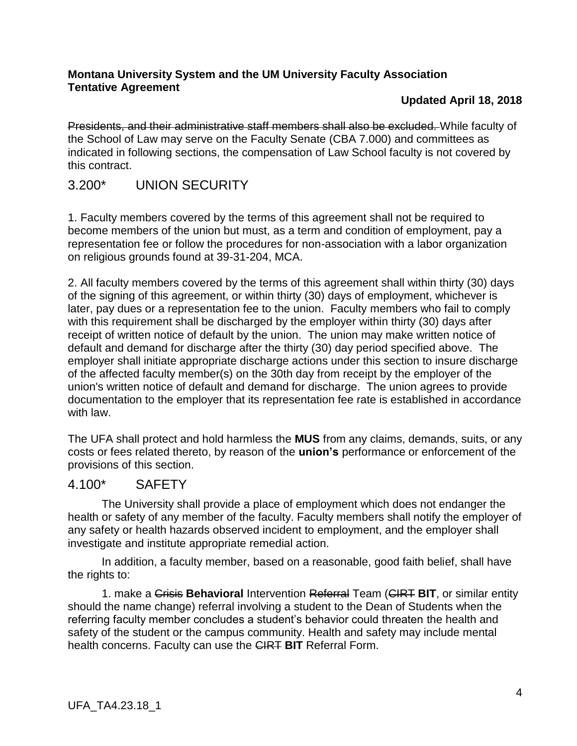~~Presidents, and their administrative staff members shall also be excluded.~~ While faculty of the School of Law may serve on the Faculty Senate (CBA 7.000) and committees as indicated in following sections, the compensation of Law School faculty is not covered by this contract.

## 3.200* UNION SECURITY

1. Faculty members covered by the terms of this agreement shall not be required to become members of the union but must, as a term and condition of employment, pay a representation fee or follow the procedures for non-association with a labor organization on religious grounds found at 39-31-204, MCA.

2. All faculty members covered by the terms of this agreement shall within thirty (30) days of the signing of this agreement, or within thirty (30) days of employment, whichever is later, pay dues or a representation fee to the union. Faculty members who fail to comply with this requirement shall be discharged by the employer within thirty (30) days after receipt of written notice of default by the union. The union may make written notice of default and demand for discharge after the thirty (30) day period specified above. The employer shall initiate appropriate discharge actions under this section to insure discharge of the affected faculty member(s) on the 30th day from receipt by the employer of the union's written notice of default and demand for discharge. The union agrees to provide documentation to the employer that its representation fee rate is established in accordance with law.

The UFA shall protect and hold harmless the **MUS** from any claims, demands, suits, or any costs or fees related thereto, by reason of the **union's** performance or enforcement of the provisions of this section.

## 4.100* SAFETY

The University shall provide a place of employment which does not endanger the health or safety of any member of the faculty. Faculty members shall notify the employer of any safety or health hazards observed incident to employment, and the employer shall investigate and institute appropriate remedial action.

In addition, a faculty member, based on a reasonable, good faith belief, shall have the rights to:

1. make a ~~Crisis~~ **Behavioral** Intervention ~~Referral~~ Team (~~CIRT~~ **BIT**, or similar entity should the name change) referral involving a student to the Dean of Students when the referring faculty member concludes a student's behavior could threaten the health and safety of the student or the campus community. Health and safety may include mental health concerns. Faculty can use the ~~CIRT~~ **BIT** Referral Form.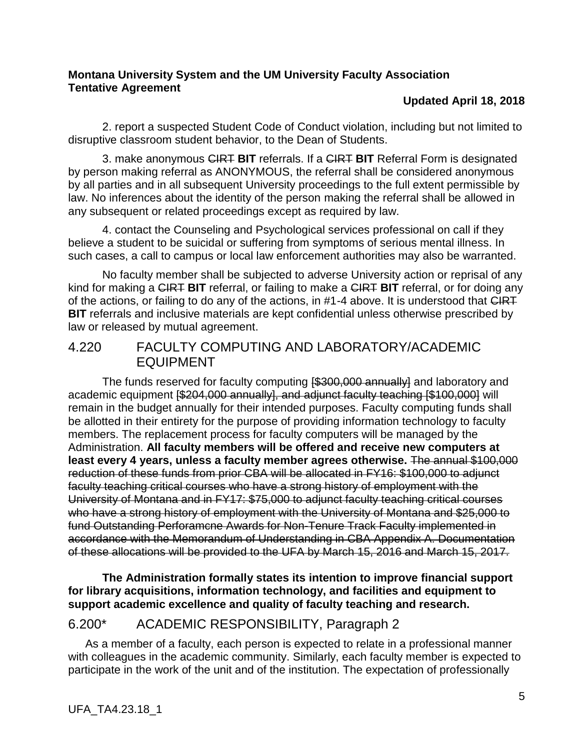2. report a suspected Student Code of Conduct violation, including but not limited to disruptive classroom student behavior, to the Dean of Students.

3. make anonymous ~~CIRT~~ **BIT** referrals. If a ~~CIRT~~ **BIT** Referral Form is designated by person making referral as ANONYMOUS, the referral shall be considered anonymous by all parties and in all subsequent University proceedings to the full extent permissible by law. No inferences about the identity of the person making the referral shall be allowed in any subsequent or related proceedings except as required by law.

4. contact the Counseling and Psychological services professional on call if they believe a student to be suicidal or suffering from symptoms of serious mental illness. In such cases, a call to campus or local law enforcement authorities may also be warranted.

No faculty member shall be subjected to adverse University action or reprisal of any kind for making a ~~CIRT~~ **BIT** referral, or failing to make a ~~CIRT~~ **BIT** referral, or for doing any of the actions, or failing to do any of the actions, in #1-4 above. It is understood that ~~CIRT~~ **BIT** referrals and inclusive materials are kept confidential unless otherwise prescribed by law or released by mutual agreement.

## 4.220 FACULTY COMPUTING AND LABORATORY/ACADEMIC EQUIPMENT

The funds reserved for faculty computing ~~[$300,000 annually]~~ and laboratory and academic equipment ~~[$204,000 annually], and adjunct faculty teaching [$100,000]~~ will remain in the budget annually for their intended purposes. Faculty computing funds shall be allotted in their entirety for the purpose of providing information technology to faculty members. The replacement process for faculty computers will be managed by the Administration. **All faculty members will be offered and receive new computers at least every 4 years, unless a faculty member agrees otherwise.** ~~The annual $100,000 reduction of these funds from prior CBA will be allocated in FY16: $100,000 to adjunct faculty teaching critical courses who have a strong history of employment with the University of Montana and in FY17: $75,000 to adjunct faculty teaching critical courses who have a strong history of employment with the University of Montana and $25,000 to fund Outstanding Perforamcne Awards for Non-Tenure Track Faculty implemented in accordance with the Memorandum of Understanding in CBA Appendix A. Documentation of these allocations will be provided to the UFA by March 15, 2016 and March 15, 2017.~~

**The Administration formally states its intention to improve financial support for library acquisitions, information technology, and facilities and equipment to support academic excellence and quality of faculty teaching and research.**

## 6.200* ACADEMIC RESPONSIBILITY, Paragraph 2

As a member of a faculty, each person is expected to relate in a professional manner with colleagues in the academic community. Similarly, each faculty member is expected to participate in the work of the unit and of the institution. The expectation of professionally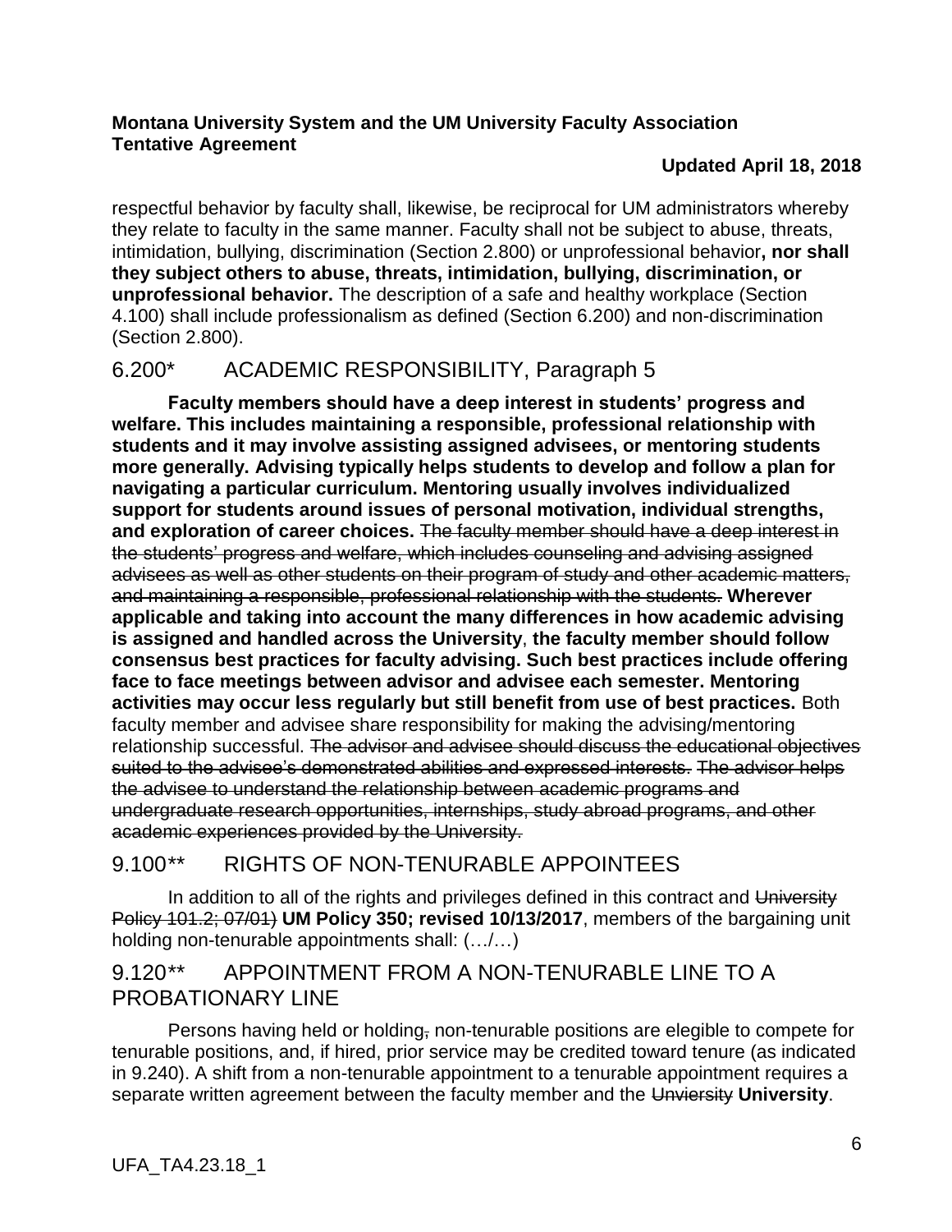respectful behavior by faculty shall, likewise, be reciprocal for UM administrators whereby they relate to faculty in the same manner. Faculty shall not be subject to abuse, threats, intimidation, bullying, discrimination (Section 2.800) or unprofessional behavior**, nor shall they subject others to abuse, threats, intimidation, bullying, discrimination, or unprofessional behavior.** The description of a safe and healthy workplace (Section 4.100) shall include professionalism as defined (Section 6.200) and non-discrimination (Section 2.800).

## 6.200* ACADEMIC RESPONSIBILITY, Paragraph 5

**Faculty members should have a deep interest in students' progress and welfare. This includes maintaining a responsible, professional relationship with students and it may involve assisting assigned advisees, or mentoring students more generally. Advising typically helps students to develop and follow a plan for navigating a particular curriculum. Mentoring usually involves individualized support for students around issues of personal motivation, individual strengths, and exploration of career choices.** ~~The faculty member should have a deep interest in the students' progress and welfare, which includes counseling and advising assigned advisees as well as other students on their program of study and other academic matters, and maintaining a responsible, professional relationship with the students.~~ **Wherever applicable and taking into account the many differences in how academic advising is assigned and handled across the University**, **the faculty member should follow consensus best practices for faculty advising. Such best practices include offering face to face meetings between advisor and advisee each semester. Mentoring activities may occur less regularly but still benefit from use of best practices.** Both faculty member and advisee share responsibility for making the advising/mentoring relationship successful. ~~The advisor and advisee should discuss the educational objectives suited to the advisee's demonstrated abilities and expressed interests. The advisor helps the advisee to understand the relationship between academic programs and undergraduate research opportunities, internships, study abroad programs, and other academic experiences provided by the University.~~

## 9.100** RIGHTS OF NON-TENURABLE APPOINTEES

In addition to all of the rights and privileges defined in this contract and ~~University Policy 101.2; 07/01)~~ **UM Policy 350; revised 10/13/2017**, members of the bargaining unit holding non-tenurable appointments shall: (…/…)

## 9.120** APPOINTMENT FROM A NON-TENURABLE LINE TO A PROBATIONARY LINE

Persons having held or holding~~,~~ non-tenurable positions are elegible to compete for tenurable positions, and, if hired, prior service may be credited toward tenure (as indicated in 9.240). A shift from a non-tenurable appointment to a tenurable appointment requires a separate written agreement between the faculty member and the ~~Unviersity~~ **University**.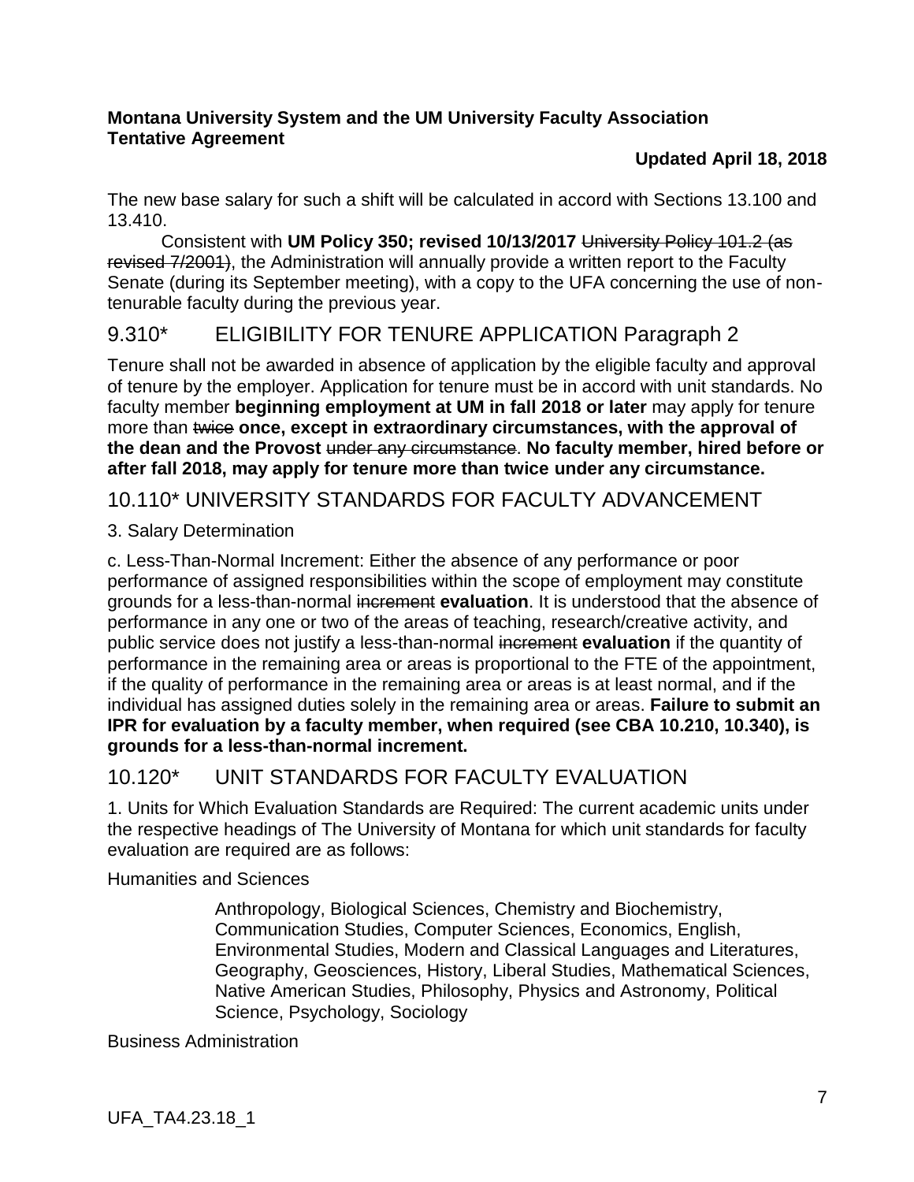The new base salary for such a shift will be calculated in accord with Sections 13.100 and 13.410.

Consistent with **UM Policy 350; revised 10/13/2017** ~~University Policy 101.2 (as revised 7/2001)~~, the Administration will annually provide a written report to the Faculty Senate (during its September meeting), with a copy to the UFA concerning the use of non-tenurable faculty during the previous year.

## 9.310* ELIGIBILITY FOR TENURE APPLICATION Paragraph 2

Tenure shall not be awarded in absence of application by the eligible faculty and approval of tenure by the employer. Application for tenure must be in accord with unit standards. No faculty member **beginning employment at UM in fall 2018 or later** may apply for tenure more than ~~twice~~ **once, except in extraordinary circumstances, with the approval of the dean and the Provost** ~~under any circumstance~~. **No faculty member, hired before or after fall 2018, may apply for tenure more than twice under any circumstance.**

## 10.110* UNIVERSITY STANDARDS FOR FACULTY ADVANCEMENT

3. Salary Determination

c. Less-Than-Normal Increment: Either the absence of any performance or poor performance of assigned responsibilities within the scope of employment may constitute grounds for a less-than-normal ~~increment~~ **evaluation**. It is understood that the absence of performance in any one or two of the areas of teaching, research/creative activity, and public service does not justify a less-than-normal ~~increment~~ **evaluation** if the quantity of performance in the remaining area or areas is proportional to the FTE of the appointment, if the quality of performance in the remaining area or areas is at least normal, and if the individual has assigned duties solely in the remaining area or areas. **Failure to submit an IPR for evaluation by a faculty member, when required (see CBA 10.210, 10.340), is grounds for a less-than-normal increment.**

## 10.120* UNIT STANDARDS FOR FACULTY EVALUATION

1. Units for Which Evaluation Standards are Required: The current academic units under the respective headings of The University of Montana for which unit standards for faculty evaluation are required are as follows:

Humanities and Sciences

> Anthropology, Biological Sciences, Chemistry and Biochemistry, Communication Studies, Computer Sciences, Economics, English, Environmental Studies, Modern and Classical Languages and Literatures, Geography, Geosciences, History, Liberal Studies, Mathematical Sciences, Native American Studies, Philosophy, Physics and Astronomy, Political Science, Psychology, Sociology

Business Administration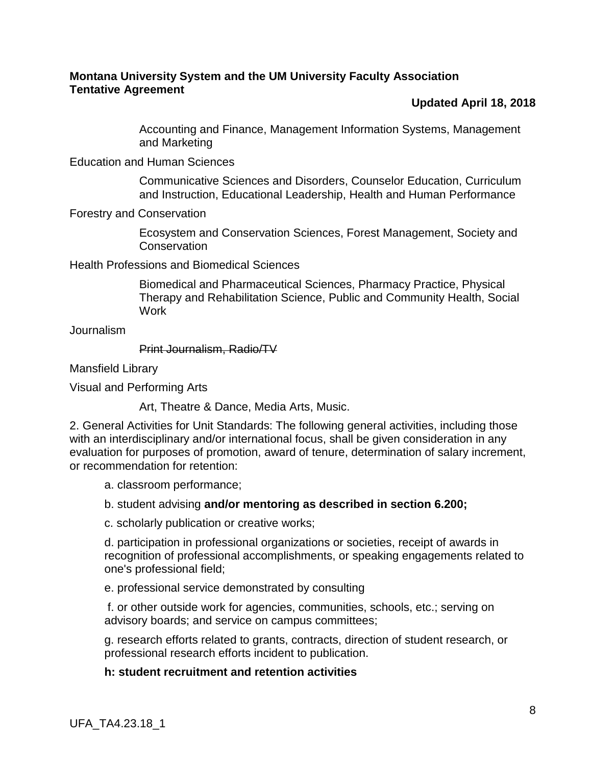Accounting and Finance, Management Information Systems, Management and Marketing

Education and Human Sciences

Communicative Sciences and Disorders, Counselor Education, Curriculum and Instruction, Educational Leadership, Health and Human Performance

Forestry and Conservation

Ecosystem and Conservation Sciences, Forest Management, Society and Conservation

Health Professions and Biomedical Sciences

Biomedical and Pharmaceutical Sciences, Pharmacy Practice, Physical Therapy and Rehabilitation Science, Public and Community Health, Social Work

Journalism

~~Print Journalism, Radio/TV~~

Mansfield Library

Visual and Performing Arts

Art, Theatre & Dance, Media Arts, Music.

2. General Activities for Unit Standards: The following general activities, including those with an interdisciplinary and/or international focus, shall be given consideration in any evaluation for purposes of promotion, award of tenure, determination of salary increment, or recommendation for retention:

a. classroom performance;

b. student advising **and/or mentoring as described in section 6.200;**

c. scholarly publication or creative works;

d. participation in professional organizations or societies, receipt of awards in recognition of professional accomplishments, or speaking engagements related to one's professional field;

e. professional service demonstrated by consulting

f. or other outside work for agencies, communities, schools, etc.; serving on advisory boards; and service on campus committees;

g. research efforts related to grants, contracts, direction of student research, or professional research efforts incident to publication.

**h: student recruitment and retention activities**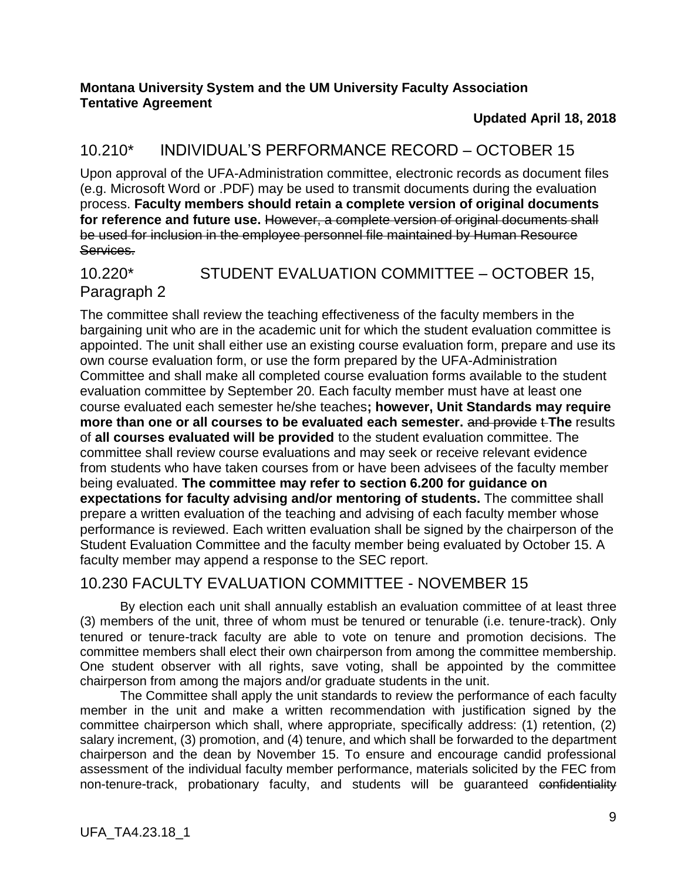**Montana University System and the UM University Faculty Association**
**Tentative Agreement**

**Updated April 18, 2018**

## 10.210* INDIVIDUAL'S PERFORMANCE RECORD – OCTOBER 15

Upon approval of the UFA-Administration committee, electronic records as document files (e.g. Microsoft Word or .PDF) may be used to transmit documents during the evaluation process. **Faculty members should retain a complete version of original documents for reference and future use.** ~~However, a complete version of original documents shall be used for inclusion in the employee personnel file maintained by Human Resource Services.~~

## 10.220* STUDENT EVALUATION COMMITTEE – OCTOBER 15, Paragraph 2

The committee shall review the teaching effectiveness of the faculty members in the bargaining unit who are in the academic unit for which the student evaluation committee is appointed. The unit shall either use an existing course evaluation form, prepare and use its own course evaluation form, or use the form prepared by the UFA-Administration Committee and shall make all completed course evaluation forms available to the student evaluation committee by September 20. Each faculty member must have at least one course evaluated each semester he/she teaches**; however, Unit Standards may require more than one or all courses to be evaluated each semester.** ~~and provide t~~ **The** results of **all courses evaluated will be provided** to the student evaluation committee. The committee shall review course evaluations and may seek or receive relevant evidence from students who have taken courses from or have been advisees of the faculty member being evaluated. **The committee may refer to section 6.200 for guidance on expectations for faculty advising and/or mentoring of students.** The committee shall prepare a written evaluation of the teaching and advising of each faculty member whose performance is reviewed. Each written evaluation shall be signed by the chairperson of the Student Evaluation Committee and the faculty member being evaluated by October 15. A faculty member may append a response to the SEC report.

## 10.230 FACULTY EVALUATION COMMITTEE - NOVEMBER 15

By election each unit shall annually establish an evaluation committee of at least three (3) members of the unit, three of whom must be tenured or tenurable (i.e. tenure-track). Only tenured or tenure-track faculty are able to vote on tenure and promotion decisions. The committee members shall elect their own chairperson from among the committee membership. One student observer with all rights, save voting, shall be appointed by the committee chairperson from among the majors and/or graduate students in the unit.

The Committee shall apply the unit standards to review the performance of each faculty member in the unit and make a written recommendation with justification signed by the committee chairperson which shall, where appropriate, specifically address: (1) retention, (2) salary increment, (3) promotion, and (4) tenure, and which shall be forwarded to the department chairperson and the dean by November 15. To ensure and encourage candid professional assessment of the individual faculty member performance, materials solicited by the FEC from non-tenure-track, probationary faculty, and students will be guaranteed ~~confidentiality~~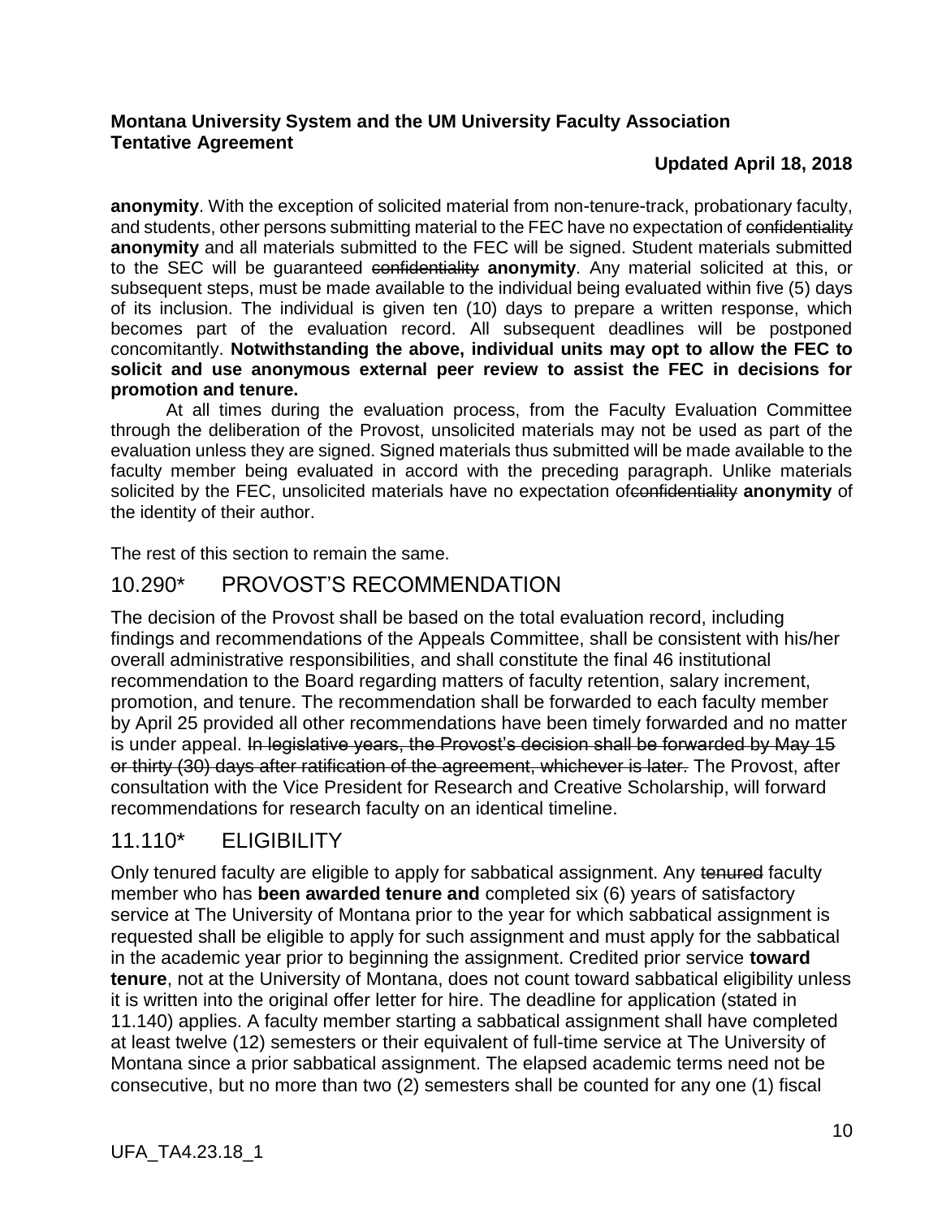**anonymity**. With the exception of solicited material from non-tenure-track, probationary faculty, and students, other persons submitting material to the FEC have no expectation of ~~confidentiality~~ **anonymity** and all materials submitted to the FEC will be signed. Student materials submitted to the SEC will be guaranteed ~~confidentiality~~ **anonymity**. Any material solicited at this, or subsequent steps, must be made available to the individual being evaluated within five (5) days of its inclusion. The individual is given ten (10) days to prepare a written response, which becomes part of the evaluation record. All subsequent deadlines will be postponed concomitantly. **Notwithstanding the above, individual units may opt to allow the FEC to solicit and use anonymous external peer review to assist the FEC in decisions for promotion and tenure.**

At all times during the evaluation process, from the Faculty Evaluation Committee through the deliberation of the Provost, unsolicited materials may not be used as part of the evaluation unless they are signed. Signed materials thus submitted will be made available to the faculty member being evaluated in accord with the preceding paragraph. Unlike materials solicited by the FEC, unsolicited materials have no expectation of~~confidentiality~~ **anonymity** of the identity of their author.

The rest of this section to remain the same.

## 10.290* PROVOST'S RECOMMENDATION

The decision of the Provost shall be based on the total evaluation record, including findings and recommendations of the Appeals Committee, shall be consistent with his/her overall administrative responsibilities, and shall constitute the final 46 institutional recommendation to the Board regarding matters of faculty retention, salary increment, promotion, and tenure. The recommendation shall be forwarded to each faculty member by April 25 provided all other recommendations have been timely forwarded and no matter is under appeal. ~~In legislative years, the Provost's decision shall be forwarded by May 15 or thirty (30) days after ratification of the agreement, whichever is later.~~ The Provost, after consultation with the Vice President for Research and Creative Scholarship, will forward recommendations for research faculty on an identical timeline.

## 11.110* ELIGIBILITY

Only tenured faculty are eligible to apply for sabbatical assignment. Any ~~tenured~~ faculty member who has **been awarded tenure and** completed six (6) years of satisfactory service at The University of Montana prior to the year for which sabbatical assignment is requested shall be eligible to apply for such assignment and must apply for the sabbatical in the academic year prior to beginning the assignment. Credited prior service **toward tenure**, not at the University of Montana, does not count toward sabbatical eligibility unless it is written into the original offer letter for hire. The deadline for application (stated in 11.140) applies. A faculty member starting a sabbatical assignment shall have completed at least twelve (12) semesters or their equivalent of full-time service at The University of Montana since a prior sabbatical assignment. The elapsed academic terms need not be consecutive, but no more than two (2) semesters shall be counted for any one (1) fiscal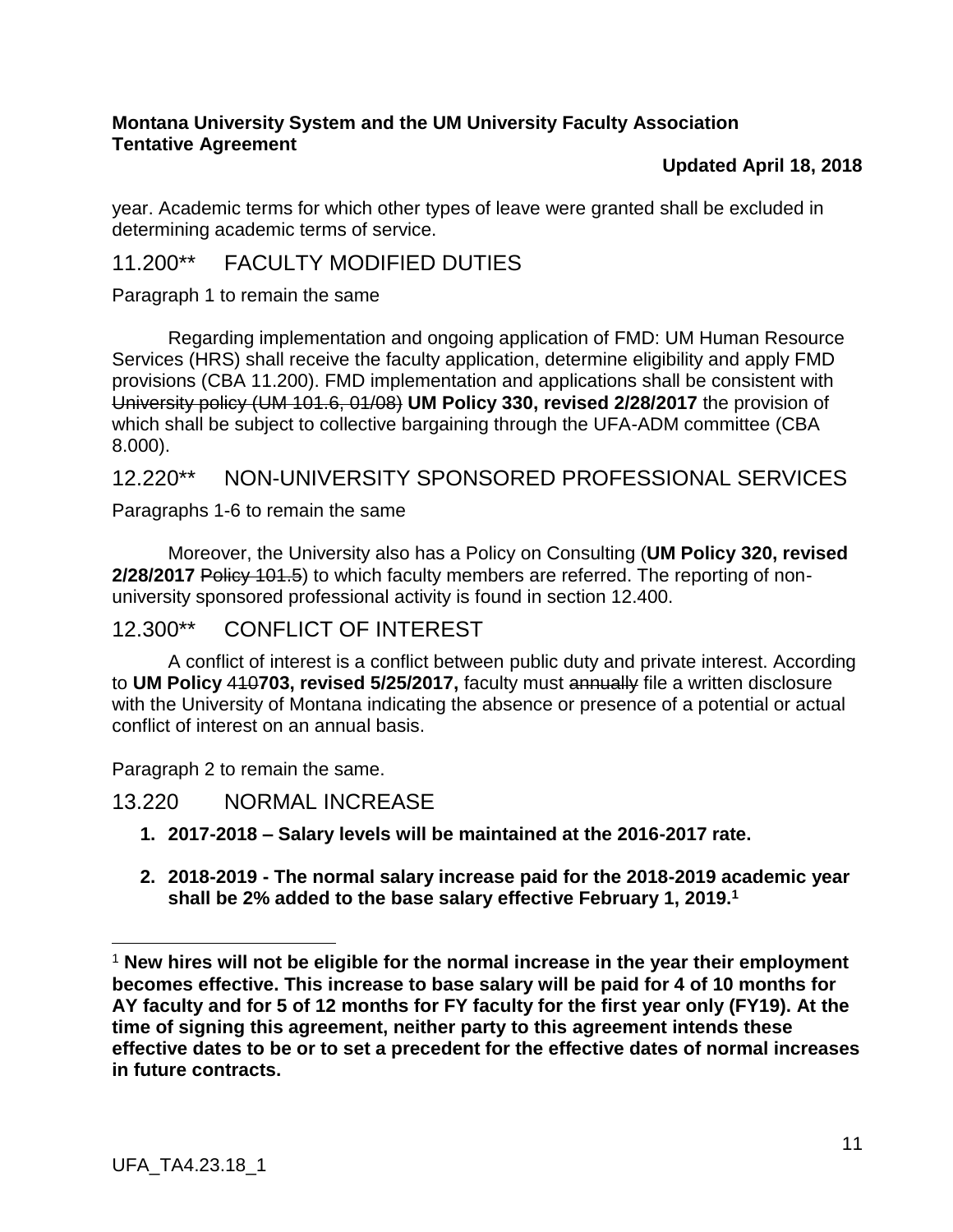year. Academic terms for which other types of leave were granted shall be excluded in determining academic terms of service.

## 11.200** FACULTY MODIFIED DUTIES

Paragraph 1 to remain the same

Regarding implementation and ongoing application of FMD: UM Human Resource Services (HRS) shall receive the faculty application, determine eligibility and apply FMD provisions (CBA 11.200). FMD implementation and applications shall be consistent with ~~University policy (UM 101.6, 01/08)~~ **UM Policy 330, revised 2/28/2017** the provision of which shall be subject to collective bargaining through the UFA-ADM committee (CBA 8.000).

## 12.220** NON-UNIVERSITY SPONSORED PROFESSIONAL SERVICES

Paragraphs 1-6 to remain the same

Moreover, the University also has a Policy on Consulting (**UM Policy 320, revised 2/28/2017** ~~Policy 101.5~~) to which faculty members are referred. The reporting of non-university sponsored professional activity is found in section 12.400.

## 12.300** CONFLICT OF INTEREST

A conflict of interest is a conflict between public duty and private interest. According to **UM Policy** ~~410~~**703, revised 5/25/2017,** faculty must ~~annually~~ file a written disclosure with the University of Montana indicating the absence or presence of a potential or actual conflict of interest on an annual basis.

Paragraph 2 to remain the same.

## 13.220 NORMAL INCREASE

1. **2017-2018 – Salary levels will be maintained at the 2016-2017 rate.**
2. **2018-2019 - The normal salary increase paid for the 2018-2019 academic year shall be 2% added to the base salary effective February 1, 2019.**[1]

[1] **New hires will not be eligible for the normal increase in the year their employment becomes effective. This increase to base salary will be paid for 4 of 10 months for AY faculty and for 5 of 12 months for FY faculty for the first year only (FY19). At the time of signing this agreement, neither party to this agreement intends these effective dates to be or to set a precedent for the effective dates of normal increases in future contracts.**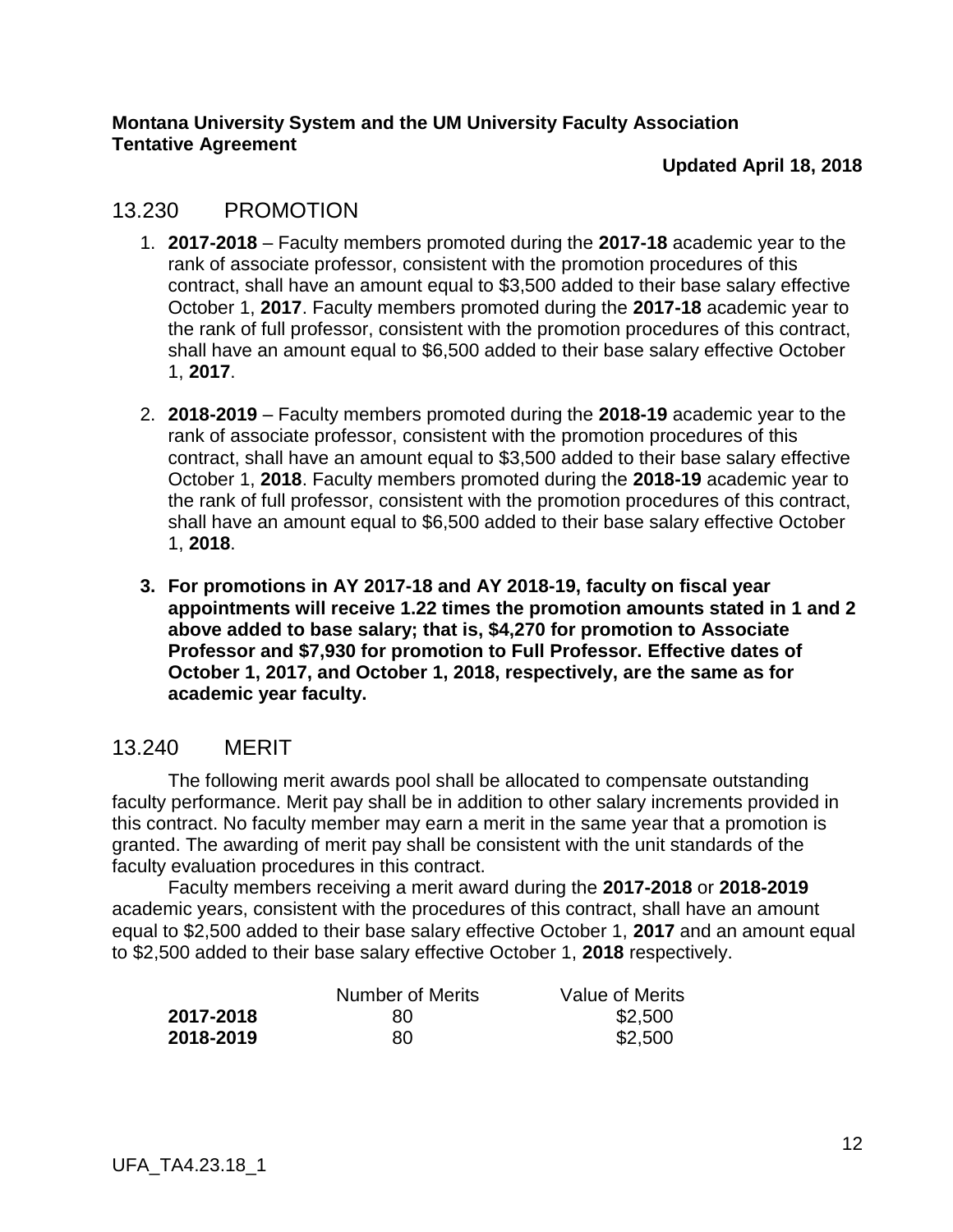## 13.230 PROMOTION

1. **2017-2018** – Faculty members promoted during the **2017-18** academic year to the rank of associate professor, consistent with the promotion procedures of this contract, shall have an amount equal to $3,500 added to their base salary effective October 1, **2017**. Faculty members promoted during the **2017-18** academic year to the rank of full professor, consistent with the promotion procedures of this contract, shall have an amount equal to $6,500 added to their base salary effective October 1, **2017**.

2. **2018-2019** – Faculty members promoted during the **2018-19** academic year to the rank of associate professor, consistent with the promotion procedures of this contract, shall have an amount equal to $3,500 added to their base salary effective October 1, **2018**. Faculty members promoted during the **2018-19** academic year to the rank of full professor, consistent with the promotion procedures of this contract, shall have an amount equal to $6,500 added to their base salary effective October 1, **2018**.

3. **For promotions in AY 2017-18 and AY 2018-19, faculty on fiscal year appointments will receive 1.22 times the promotion amounts stated in 1 and 2 above added to base salary; that is, $4,270 for promotion to Associate Professor and $7,930 for promotion to Full Professor. Effective dates of October 1, 2017, and October 1, 2018, respectively, are the same as for academic year faculty.**

## 13.240 MERIT

The following merit awards pool shall be allocated to compensate outstanding faculty performance. Merit pay shall be in addition to other salary increments provided in this contract. No faculty member may earn a merit in the same year that a promotion is granted. The awarding of merit pay shall be consistent with the unit standards of the faculty evaluation procedures in this contract.

Faculty members receiving a merit award during the **2017-2018** or **2018-2019** academic years, consistent with the procedures of this contract, shall have an amount equal to $2,500 added to their base salary effective October 1, **2017** and an amount equal to $2,500 added to their base salary effective October 1, **2018** respectively.

| | Number of Merits | Value of Merits |
|---|---|---|
| **2017-2018** | 80 | $2,500 |
| **2018-2019** | 80 | $2,500 |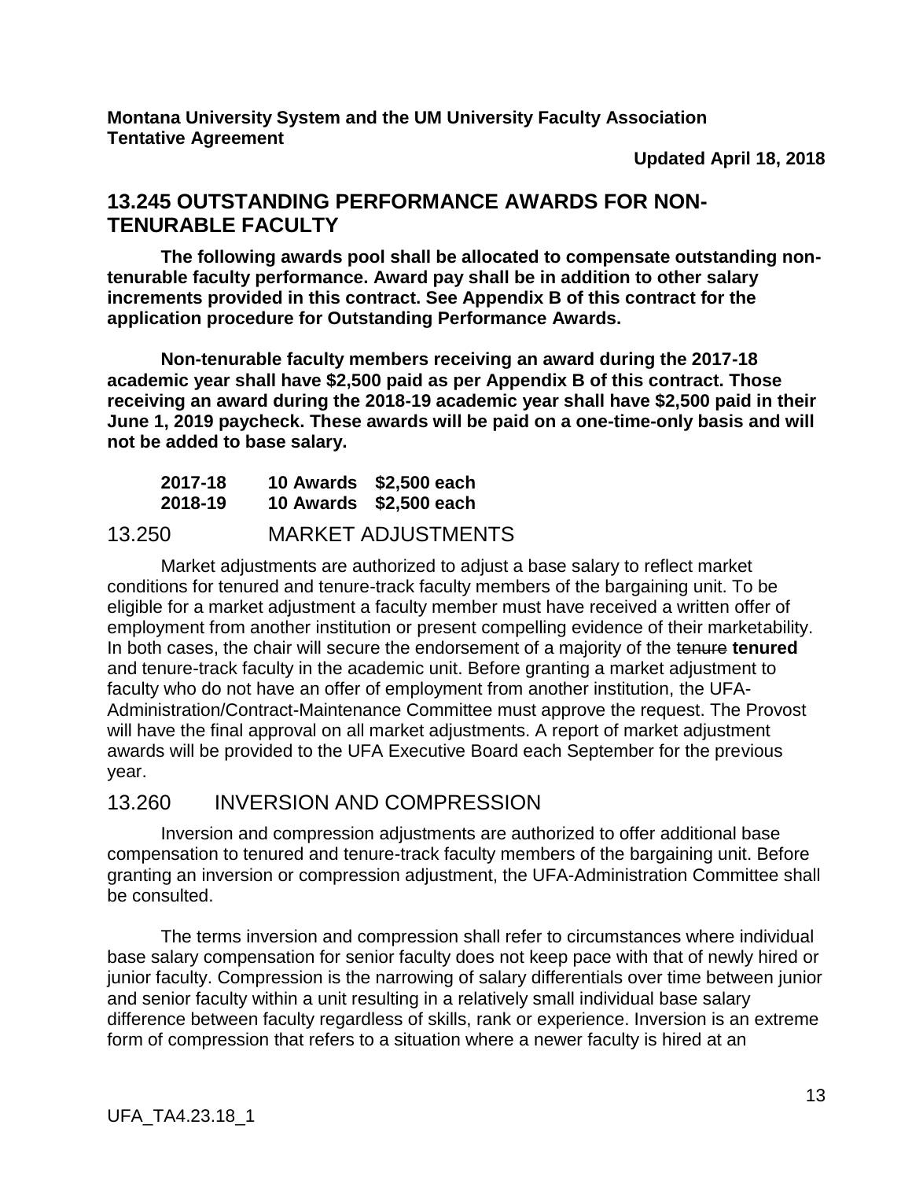**Montana University System and the UM University Faculty Association**
**Tentative Agreement**

**Updated April 18, 2018**

## 13.245 OUTSTANDING PERFORMANCE AWARDS FOR NON-TENURABLE FACULTY

**The following awards pool shall be allocated to compensate outstanding non-tenurable faculty performance. Award pay shall be in addition to other salary increments provided in this contract. See Appendix B of this contract for the application procedure for Outstanding Performance Awards.**

**Non-tenurable faculty members receiving an award during the 2017-18 academic year shall have $2,500 paid as per Appendix B of this contract. Those receiving an award during the 2018-19 academic year shall have $2,500 paid in their June 1, 2019 paycheck. These awards will be paid on a one-time-only basis and will not be added to base salary.**

| | | |
|---|---|---|
| **2017-18** | **10 Awards** | **$2,500 each** |
| **2018-19** | **10 Awards** | **$2,500 each** |

## 13.250 MARKET ADJUSTMENTS

Market adjustments are authorized to adjust a base salary to reflect market conditions for tenured and tenure-track faculty members of the bargaining unit. To be eligible for a market adjustment a faculty member must have received a written offer of employment from another institution or present compelling evidence of their marketability. In both cases, the chair will secure the endorsement of a majority of the ~~tenure~~ **tenured** and tenure-track faculty in the academic unit. Before granting a market adjustment to faculty who do not have an offer of employment from another institution, the UFA-Administration/Contract-Maintenance Committee must approve the request. The Provost will have the final approval on all market adjustments. A report of market adjustment awards will be provided to the UFA Executive Board each September for the previous year.

## 13.260 INVERSION AND COMPRESSION

Inversion and compression adjustments are authorized to offer additional base compensation to tenured and tenure-track faculty members of the bargaining unit. Before granting an inversion or compression adjustment, the UFA-Administration Committee shall be consulted.

The terms inversion and compression shall refer to circumstances where individual base salary compensation for senior faculty does not keep pace with that of newly hired or junior faculty. Compression is the narrowing of salary differentials over time between junior and senior faculty within a unit resulting in a relatively small individual base salary difference between faculty regardless of skills, rank or experience. Inversion is an extreme form of compression that refers to a situation where a newer faculty is hired at an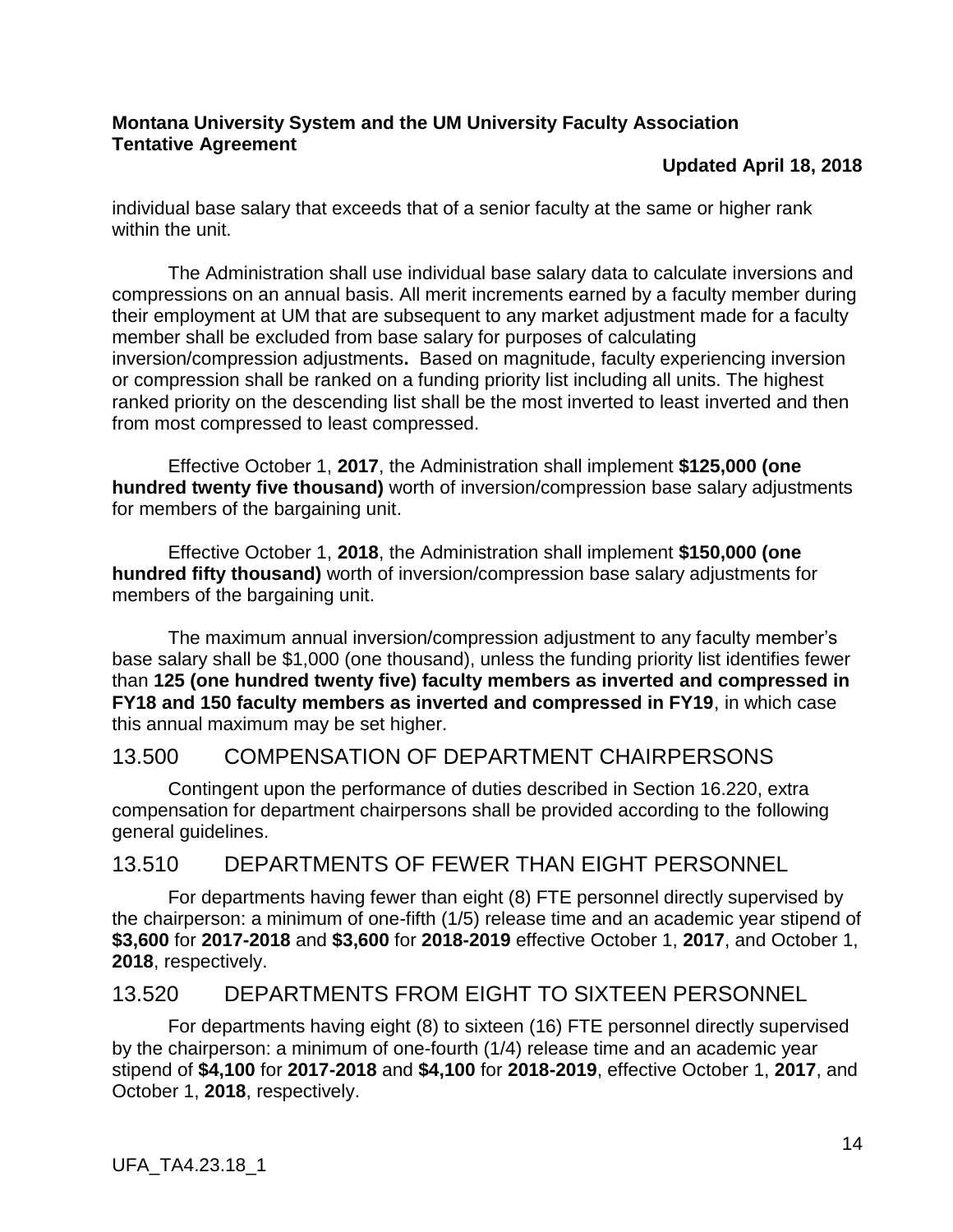individual base salary that exceeds that of a senior faculty at the same or higher rank within the unit.

The Administration shall use individual base salary data to calculate inversions and compressions on an annual basis. All merit increments earned by a faculty member during their employment at UM that are subsequent to any market adjustment made for a faculty member shall be excluded from base salary for purposes of calculating inversion/compression adjustments**.** Based on magnitude, faculty experiencing inversion or compression shall be ranked on a funding priority list including all units. The highest ranked priority on the descending list shall be the most inverted to least inverted and then from most compressed to least compressed.

Effective October 1, **2017**, the Administration shall implement **$125,000 (one hundred twenty five thousand)** worth of inversion/compression base salary adjustments for members of the bargaining unit.

Effective October 1, **2018**, the Administration shall implement **$150,000 (one hundred fifty thousand)** worth of inversion/compression base salary adjustments for members of the bargaining unit.

The maximum annual inversion/compression adjustment to any faculty member's base salary shall be $1,000 (one thousand), unless the funding priority list identifies fewer than **125 (one hundred twenty five) faculty members as inverted and compressed in FY18 and 150 faculty members as inverted and compressed in FY19**, in which case this annual maximum may be set higher.

## 13.500 COMPENSATION OF DEPARTMENT CHAIRPERSONS

Contingent upon the performance of duties described in Section 16.220, extra compensation for department chairpersons shall be provided according to the following general guidelines.

## 13.510 DEPARTMENTS OF FEWER THAN EIGHT PERSONNEL

For departments having fewer than eight (8) FTE personnel directly supervised by the chairperson: a minimum of one-fifth (1/5) release time and an academic year stipend of **$3,600** for **2017-2018** and **$3,600** for **2018-2019** effective October 1, **2017**, and October 1, **2018**, respectively.

## 13.520 DEPARTMENTS FROM EIGHT TO SIXTEEN PERSONNEL

For departments having eight (8) to sixteen (16) FTE personnel directly supervised by the chairperson: a minimum of one-fourth (1/4) release time and an academic year stipend of **$4,100** for **2017-2018** and **$4,100** for **2018-2019**, effective October 1, **2017**, and October 1, **2018**, respectively.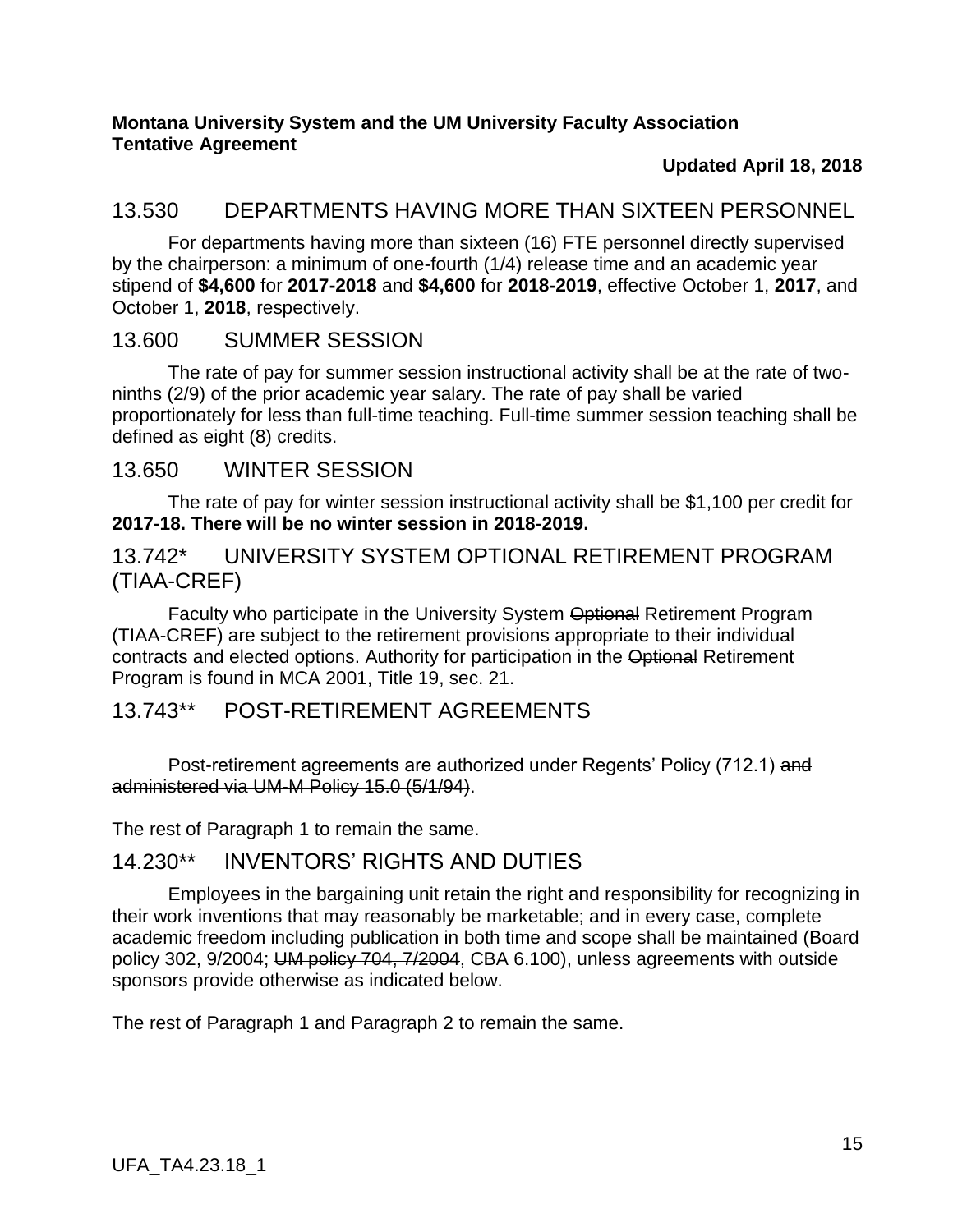**Montana University System and the UM University Faculty Association**
**Tentative Agreement**

**Updated April 18, 2018**

## 13.530 DEPARTMENTS HAVING MORE THAN SIXTEEN PERSONNEL

For departments having more than sixteen (16) FTE personnel directly supervised by the chairperson: a minimum of one-fourth (1/4) release time and an academic year stipend of **$4,600** for **2017-2018** and **$4,600** for **2018-2019**, effective October 1, **2017**, and October 1, **2018**, respectively.

## 13.600 SUMMER SESSION

The rate of pay for summer session instructional activity shall be at the rate of two-ninths (2/9) of the prior academic year salary. The rate of pay shall be varied proportionately for less than full-time teaching. Full-time summer session teaching shall be defined as eight (8) credits.

## 13.650 WINTER SESSION

The rate of pay for winter session instructional activity shall be $1,100 per credit for **2017-18. There will be no winter session in 2018-2019.**

## 13.742* UNIVERSITY SYSTEM ~~OPTIONAL~~ RETIREMENT PROGRAM (TIAA-CREF)

Faculty who participate in the University System ~~Optional~~ Retirement Program (TIAA-CREF) are subject to the retirement provisions appropriate to their individual contracts and elected options. Authority for participation in the ~~Optional~~ Retirement Program is found in MCA 2001, Title 19, sec. 21.

## 13.743** POST-RETIREMENT AGREEMENTS

Post-retirement agreements are authorized under Regents' Policy (712.1) ~~and administered via UM-M Policy 15.0 (5/1/94)~~.

The rest of Paragraph 1 to remain the same.

## 14.230** INVENTORS' RIGHTS AND DUTIES

Employees in the bargaining unit retain the right and responsibility for recognizing in their work inventions that may reasonably be marketable; and in every case, complete academic freedom including publication in both time and scope shall be maintained (Board policy 302, 9/2004; ~~UM policy 704, 7/2004~~, CBA 6.100), unless agreements with outside sponsors provide otherwise as indicated below.

The rest of Paragraph 1 and Paragraph 2 to remain the same.

UFA_TA4.23.18_1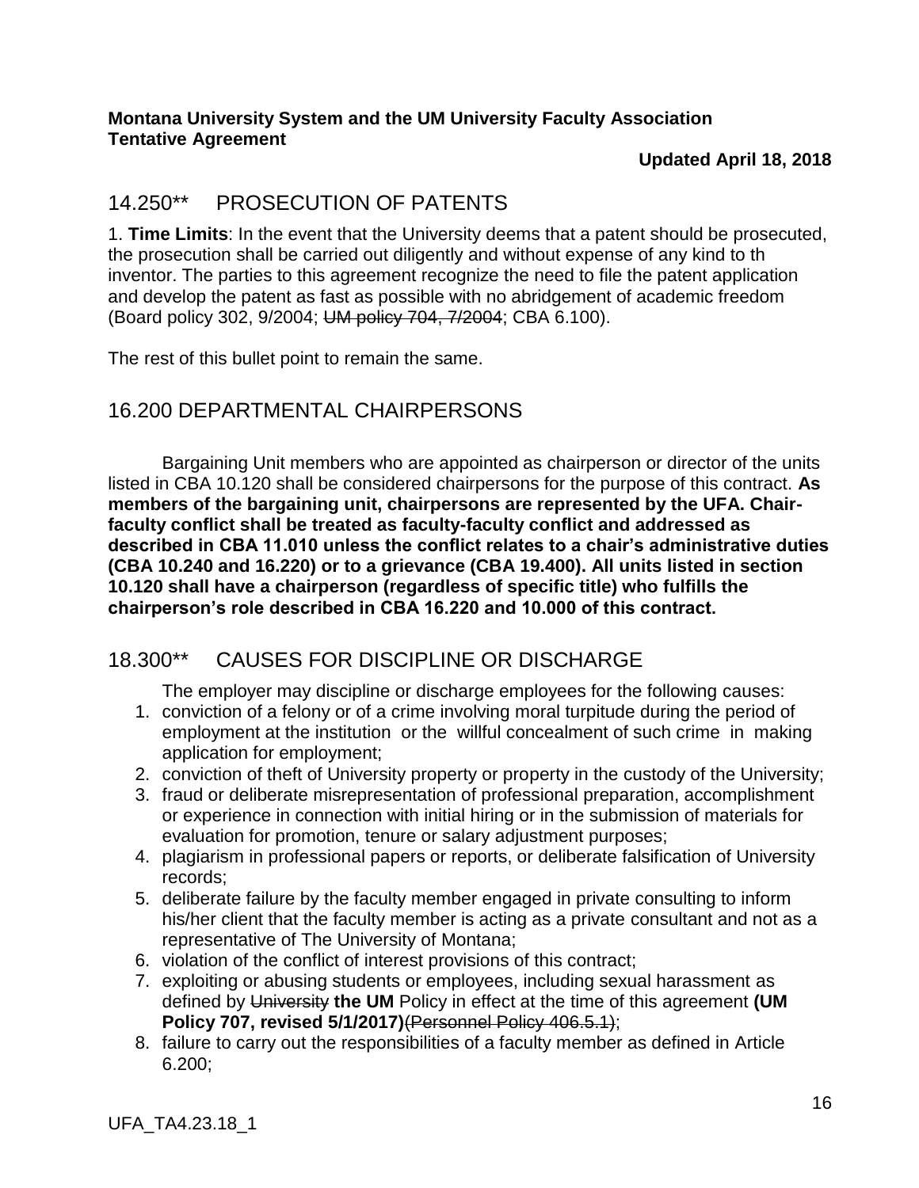**Montana University System and the UM University Faculty Association**
**Tentative Agreement**

**Updated April 18, 2018**

## 14.250** PROSECUTION OF PATENTS

1. **Time Limits**: In the event that the University deems that a patent should be prosecuted, the prosecution shall be carried out diligently and without expense of any kind to th inventor. The parties to this agreement recognize the need to file the patent application and develop the patent as fast as possible with no abridgement of academic freedom (Board policy 302, 9/2004; ~~UM policy 704, 7/2004~~; CBA 6.100).

The rest of this bullet point to remain the same.

## 16.200 DEPARTMENTAL CHAIRPERSONS

Bargaining Unit members who are appointed as chairperson or director of the units listed in CBA 10.120 shall be considered chairpersons for the purpose of this contract. **As members of the bargaining unit, chairpersons are represented by the UFA. Chair-faculty conflict shall be treated as faculty-faculty conflict and addressed as described in CBA 11.010 unless the conflict relates to a chair's administrative duties (CBA 10.240 and 16.220) or to a grievance (CBA 19.400). All units listed in section 10.120 shall have a chairperson (regardless of specific title) who fulfills the chairperson's role described in CBA 16.220 and 10.000 of this contract.**

## 18.300** CAUSES FOR DISCIPLINE OR DISCHARGE

The employer may discipline or discharge employees for the following causes:

1. conviction of a felony or of a crime involving moral turpitude during the period of employment at the institution or the willful concealment of such crime in making application for employment;
2. conviction of theft of University property or property in the custody of the University;
3. fraud or deliberate misrepresentation of professional preparation, accomplishment or experience in connection with initial hiring or in the submission of materials for evaluation for promotion, tenure or salary adjustment purposes;
4. plagiarism in professional papers or reports, or deliberate falsification of University records;
5. deliberate failure by the faculty member engaged in private consulting to inform his/her client that the faculty member is acting as a private consultant and not as a representative of The University of Montana;
6. violation of the conflict of interest provisions of this contract;
7. exploiting or abusing students or employees, including sexual harassment as defined by ~~University~~ **the UM** Policy in effect at the time of this agreement **(UM Policy 707, revised 5/1/2017)**~~(Personnel Policy 406.5.1)~~;
8. failure to carry out the responsibilities of a faculty member as defined in Article 6.200;

UFA_TA4.23.18_1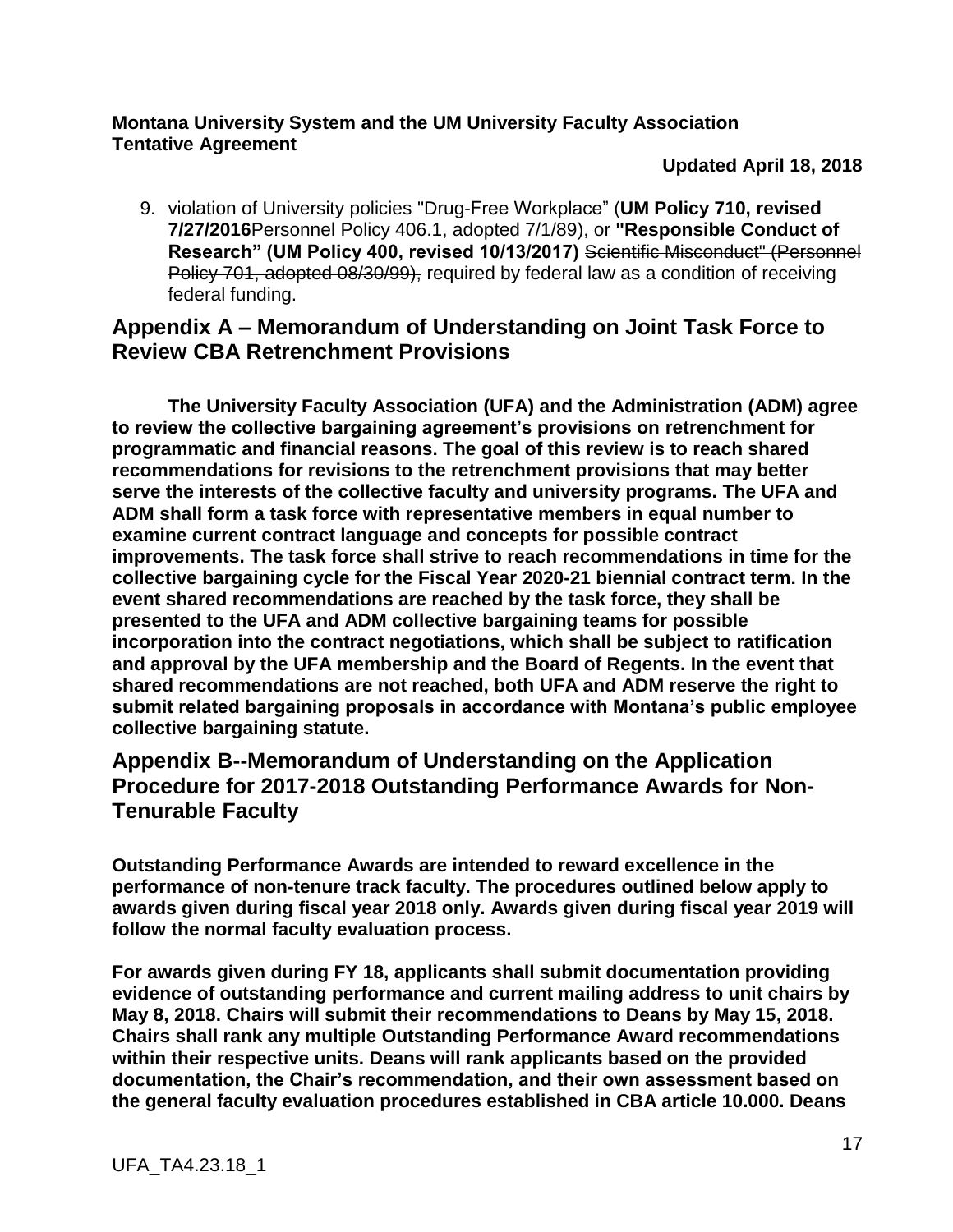9. violation of University policies "Drug-Free Workplace" (**UM Policy 710, revised 7/27/2016**~~Personnel Policy 406.1, adopted 7/1/89~~), or **"Responsible Conduct of Research" (UM Policy 400, revised 10/13/2017)** ~~Scientific Misconduct" (Personnel Policy 701, adopted 08/30/99),~~ required by federal law as a condition of receiving federal funding.

## Appendix A – Memorandum of Understanding on Joint Task Force to Review CBA Retrenchment Provisions

**The University Faculty Association (UFA) and the Administration (ADM) agree to review the collective bargaining agreement's provisions on retrenchment for programmatic and financial reasons. The goal of this review is to reach shared recommendations for revisions to the retrenchment provisions that may better serve the interests of the collective faculty and university programs. The UFA and ADM shall form a task force with representative members in equal number to examine current contract language and concepts for possible contract improvements. The task force shall strive to reach recommendations in time for the collective bargaining cycle for the Fiscal Year 2020-21 biennial contract term. In the event shared recommendations are reached by the task force, they shall be presented to the UFA and ADM collective bargaining teams for possible incorporation into the contract negotiations, which shall be subject to ratification and approval by the UFA membership and the Board of Regents. In the event that shared recommendations are not reached, both UFA and ADM reserve the right to submit related bargaining proposals in accordance with Montana's public employee collective bargaining statute.**

## Appendix B--Memorandum of Understanding on the Application Procedure for 2017-2018 Outstanding Performance Awards for Non-Tenurable Faculty

**Outstanding Performance Awards are intended to reward excellence in the performance of non-tenure track faculty. The procedures outlined below apply to awards given during fiscal year 2018 only. Awards given during fiscal year 2019 will follow the normal faculty evaluation process.**

**For awards given during FY 18, applicants shall submit documentation providing evidence of outstanding performance and current mailing address to unit chairs by May 8, 2018. Chairs will submit their recommendations to Deans by May 15, 2018. Chairs shall rank any multiple Outstanding Performance Award recommendations within their respective units. Deans will rank applicants based on the provided documentation, the Chair's recommendation, and their own assessment based on the general faculty evaluation procedures established in CBA article 10.000. Deans**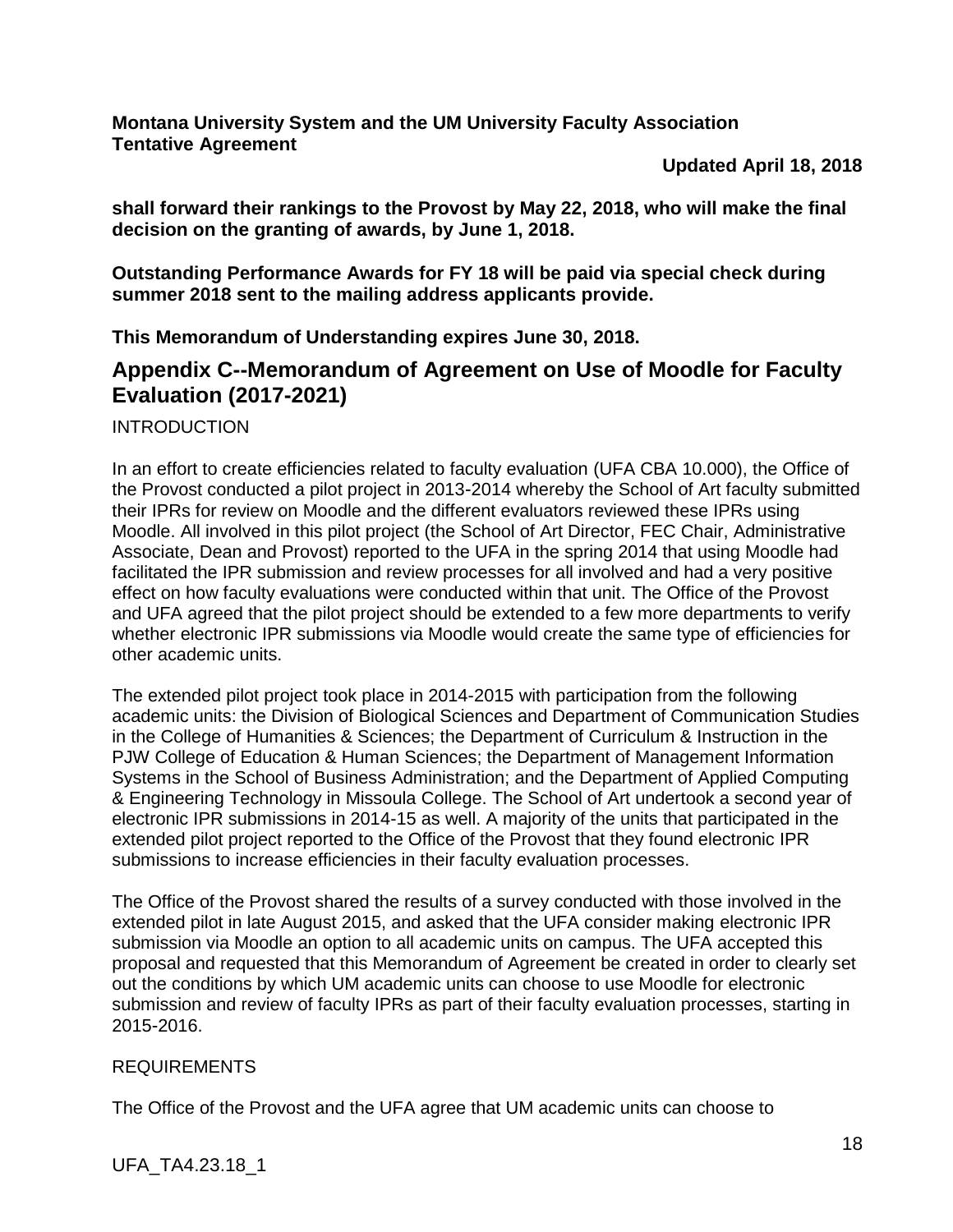**shall forward their rankings to the Provost by May 22, 2018, who will make the final decision on the granting of awards, by June 1, 2018.**

**Outstanding Performance Awards for FY 18 will be paid via special check during summer 2018 sent to the mailing address applicants provide.**

**This Memorandum of Understanding expires June 30, 2018.**

## Appendix C--Memorandum of Agreement on Use of Moodle for Faculty Evaluation (2017-2021)

INTRODUCTION

In an effort to create efficiencies related to faculty evaluation (UFA CBA 10.000), the Office of the Provost conducted a pilot project in 2013-2014 whereby the School of Art faculty submitted their IPRs for review on Moodle and the different evaluators reviewed these IPRs using Moodle. All involved in this pilot project (the School of Art Director, FEC Chair, Administrative Associate, Dean and Provost) reported to the UFA in the spring 2014 that using Moodle had facilitated the IPR submission and review processes for all involved and had a very positive effect on how faculty evaluations were conducted within that unit. The Office of the Provost and UFA agreed that the pilot project should be extended to a few more departments to verify whether electronic IPR submissions via Moodle would create the same type of efficiencies for other academic units.

The extended pilot project took place in 2014-2015 with participation from the following academic units: the Division of Biological Sciences and Department of Communication Studies in the College of Humanities & Sciences; the Department of Curriculum & Instruction in the PJW College of Education & Human Sciences; the Department of Management Information Systems in the School of Business Administration; and the Department of Applied Computing & Engineering Technology in Missoula College. The School of Art undertook a second year of electronic IPR submissions in 2014-15 as well. A majority of the units that participated in the extended pilot project reported to the Office of the Provost that they found electronic IPR submissions to increase efficiencies in their faculty evaluation processes.

The Office of the Provost shared the results of a survey conducted with those involved in the extended pilot in late August 2015, and asked that the UFA consider making electronic IPR submission via Moodle an option to all academic units on campus. The UFA accepted this proposal and requested that this Memorandum of Agreement be created in order to clearly set out the conditions by which UM academic units can choose to use Moodle for electronic submission and review of faculty IPRs as part of their faculty evaluation processes, starting in 2015-2016.

REQUIREMENTS

The Office of the Provost and the UFA agree that UM academic units can choose to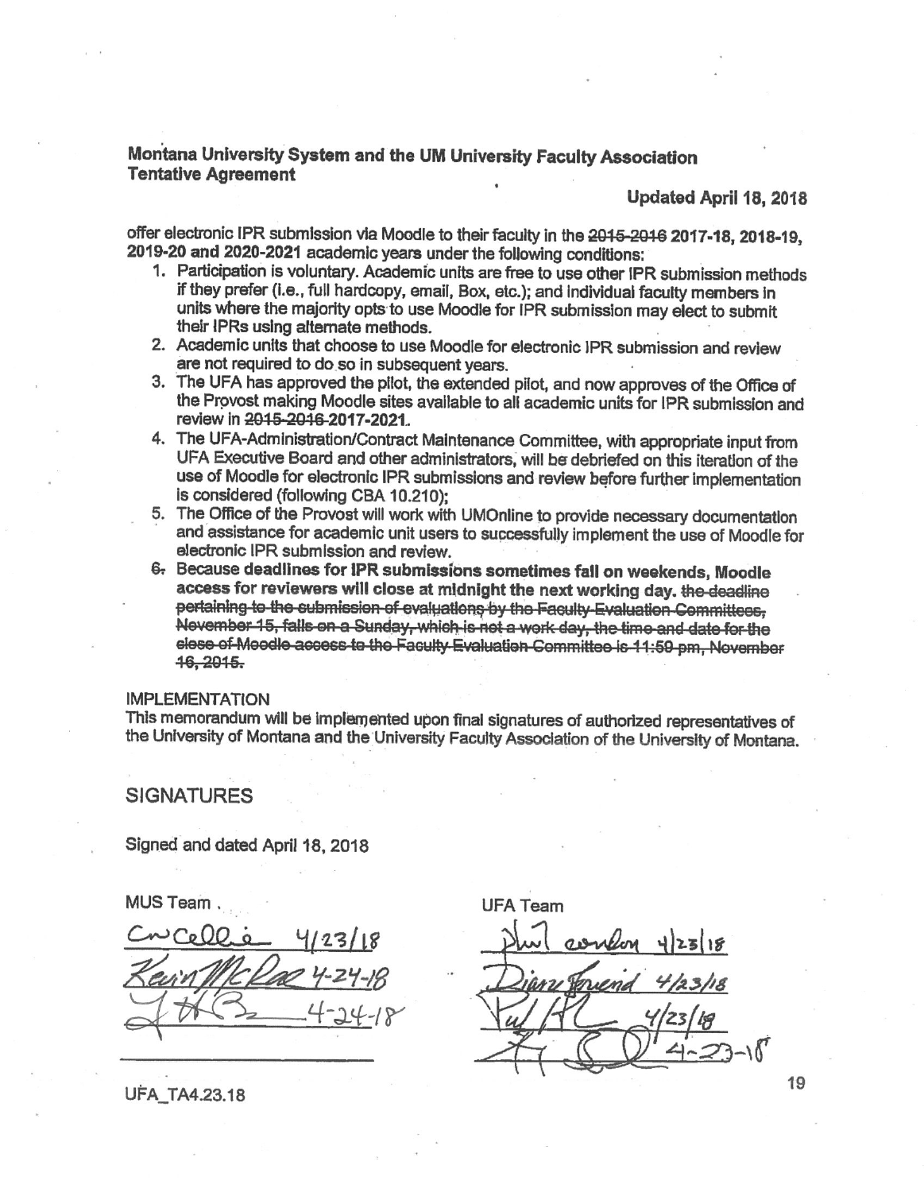**Montana University System and the UM University Faculty Association Tentative Agreement**

**Updated April 18, 2018**

offer electronic IPR submission via Moodle to their faculty in the ~~2015-2016~~ **2017-18, 2018-19, 2019-20 and 2020-2021** academic years under the following conditions:

1. Participation is voluntary. Academic units are free to use other IPR submission methods if they prefer (i.e., full hardcopy, email, Box, etc.); and individual faculty members in units where the majority opts to use Moodle for IPR submission may elect to submit their IPRs using alternate methods.
2. Academic units that choose to use Moodle for electronic IPR submission and review are not required to do so in subsequent years.
3. The UFA has approved the pilot, the extended pilot, and now approves of the Office of the Provost making Moodle sites available to all academic units for IPR submission and review in ~~2015-2016~~ **2017-2021**.
4. The UFA-Administration/Contract Maintenance Committee, with appropriate input from UFA Executive Board and other administrators, will be debriefed on this iteration of the use of Moodle for electronic IPR submissions and review before further implementation is considered (following CBA 10.210);
5. The Office of the Provost will work with UMOnline to provide necessary documentation and assistance for academic unit users to successfully implement the use of Moodle for electronic IPR submission and review.
6. **Because deadlines for IPR submissions sometimes fall on weekends, Moodle access for reviewers will close at midnight the next working day.** ~~the deadline pertaining to the submission of evaluations by the Faculty Evaluation Committees, November 15, falls on a Sunday, which is not a work day, the time and date for the close of Moodle access to the Faculty Evaluation Committee is 11:59 pm, November 16, 2015.~~

IMPLEMENTATION

This memorandum will be implemented upon final signatures of authorized representatives of the University of Montana and the University Faculty Association of the University of Montana.

## SIGNATURES

Signed and dated April 18, 2018

| MUS Team | UFA Team |
| --- | --- |
| [signature] 4/23/18 | [signature] 4/23/18 |
| Kevin McRae 4-24-18 | Diane Friend 4/23/18 |
| [signature] 4-24-18 | [signature] 4/23/18 |
| | [signature] 4-23-18 |

UFA_TA4.23.18